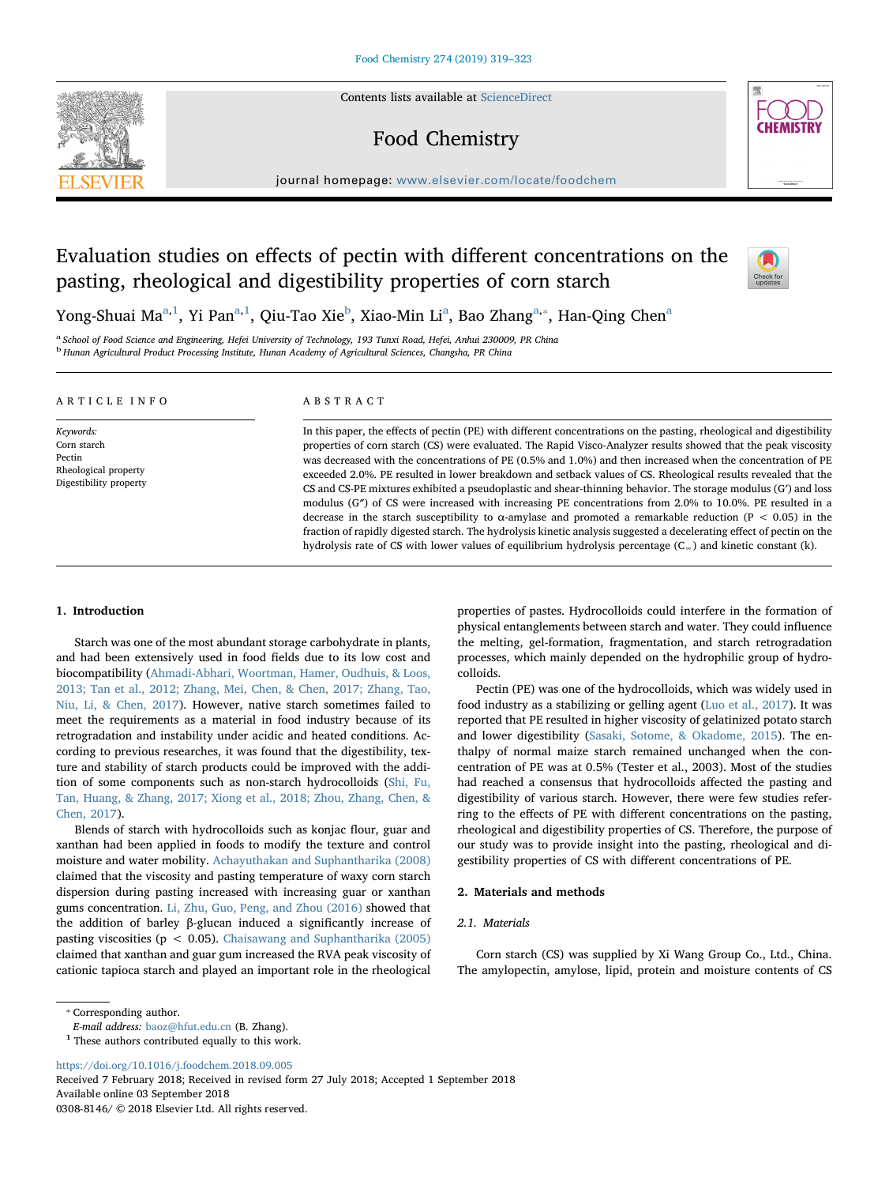# Evaluation studies on effects of pectin with different concentrations on the pasting, rheological and digestibility properties of corn starch

Yong-Shuai Ma[a,1], Yi Pan[a,1], Qiu-Tao Xie[b], Xiao-Min Li[a], Bao Zhang[a,*], Han-Qing Chen[a]

[a] School of Food Science and Engineering, Hefei University of Technology, 193 Tunxi Road, Hefei, Anhui 230009, PR China

[b] Hunan Agricultural Product Processing Institute, Hunan Academy of Agricultural Sciences, Changsha, PR China

## ARTICLE INFO

*Keywords:*
Corn starch
Pectin
Rheological property
Digestibility property

## ABSTRACT

In this paper, the effects of pectin (PE) with different concentrations on the pasting, rheological and digestibility properties of corn starch (CS) were evaluated. The Rapid Visco-Analyzer results showed that the peak viscosity was decreased with the concentrations of PE (0.5% and 1.0%) and then increased when the concentration of PE exceeded 2.0%. PE resulted in lower breakdown and setback values of CS. Rheological results revealed that the CS and CS-PE mixtures exhibited a pseudoplastic and shear-thinning behavior. The storage modulus (G′) and loss modulus (G″) of CS were increased with increasing PE concentrations from 2.0% to 10.0%. PE resulted in a decrease in the starch susceptibility to α-amylase and promoted a remarkable reduction ($P < 0.05$) in the fraction of rapidly digested starch. The hydrolysis kinetic analysis suggested a decelerating effect of pectin on the hydrolysis rate of CS with lower values of equilibrium hydrolysis percentage ($C_\infty$) and kinetic constant (k).

## 1. Introduction

Starch was one of the most abundant storage carbohydrate in plants, and had been extensively used in food fields due to its low cost and biocompatibility (Ahmadi-Abhari, Woortman, Hamer, Oudhuis, & Loos, 2013; Tan et al., 2012; Zhang, Mei, Chen, & Chen, 2017; Zhang, Tao, Niu, Li, & Chen, 2017). However, native starch sometimes failed to meet the requirements as a material in food industry because of its retrogradation and instability under acidic and heated conditions. According to previous researches, it was found that the digestibility, texture and stability of starch products could be improved with the addition of some components such as non-starch hydrocolloids (Shi, Fu, Tan, Huang, & Zhang, 2017; Xiong et al., 2018; Zhou, Zhang, Chen, & Chen, 2017).

Blends of starch with hydrocolloids such as konjac flour, guar and xanthan had been applied in foods to modify the texture and control moisture and water mobility. Achayuthakan and Suphantharika (2008) claimed that the viscosity and pasting temperature of waxy corn starch dispersion during pasting increased with increasing guar or xanthan gums concentration. Li, Zhu, Guo, Peng, and Zhou (2016) showed that the addition of barley β-glucan induced a significantly increase of pasting viscosities ($p < 0.05$). Chaisawang and Suphantharika (2005) claimed that xanthan and guar gum increased the RVA peak viscosity of cationic tapioca starch and played an important role in the rheological properties of pastes. Hydrocolloids could interfere in the formation of physical entanglements between starch and water. They could influence the melting, gel-formation, fragmentation, and starch retrogradation processes, which mainly depended on the hydrophilic group of hydrocolloids.

Pectin (PE) was one of the hydrocolloids, which was widely used in food industry as a stabilizing or gelling agent (Luo et al., 2017). It was reported that PE resulted in higher viscosity of gelatinized potato starch and lower digestibility (Sasaki, Sotome, & Okadome, 2015). The enthalpy of normal maize starch remained unchanged when the concentration of PE was at 0.5% (Tester et al., 2003). Most of the studies had reached a consensus that hydrocolloids affected the pasting and digestibility of various starch. However, there were few studies referring to the effects of PE with different concentrations on the pasting, rheological and digestibility properties of CS. Therefore, the purpose of our study was to provide insight into the pasting, rheological and digestibility properties of CS with different concentrations of PE.

## 2. Materials and methods

### 2.1. Materials

Corn starch (CS) was supplied by Xi Wang Group Co., Ltd., China. The amylopectin, amylose, lipid, protein and moisture contents of CS

---

* Corresponding author.
*E-mail address:* baoz@hfut.edu.cn (B. Zhang).

[1] These authors contributed equally to this work.

https://doi.org/10.1016/j.foodchem.2018.09.005
Received 7 February 2018; Received in revised form 27 July 2018; Accepted 1 September 2018
Available online 03 September 2018
0308-8146/ © 2018 Elsevier Ltd. All rights reserved.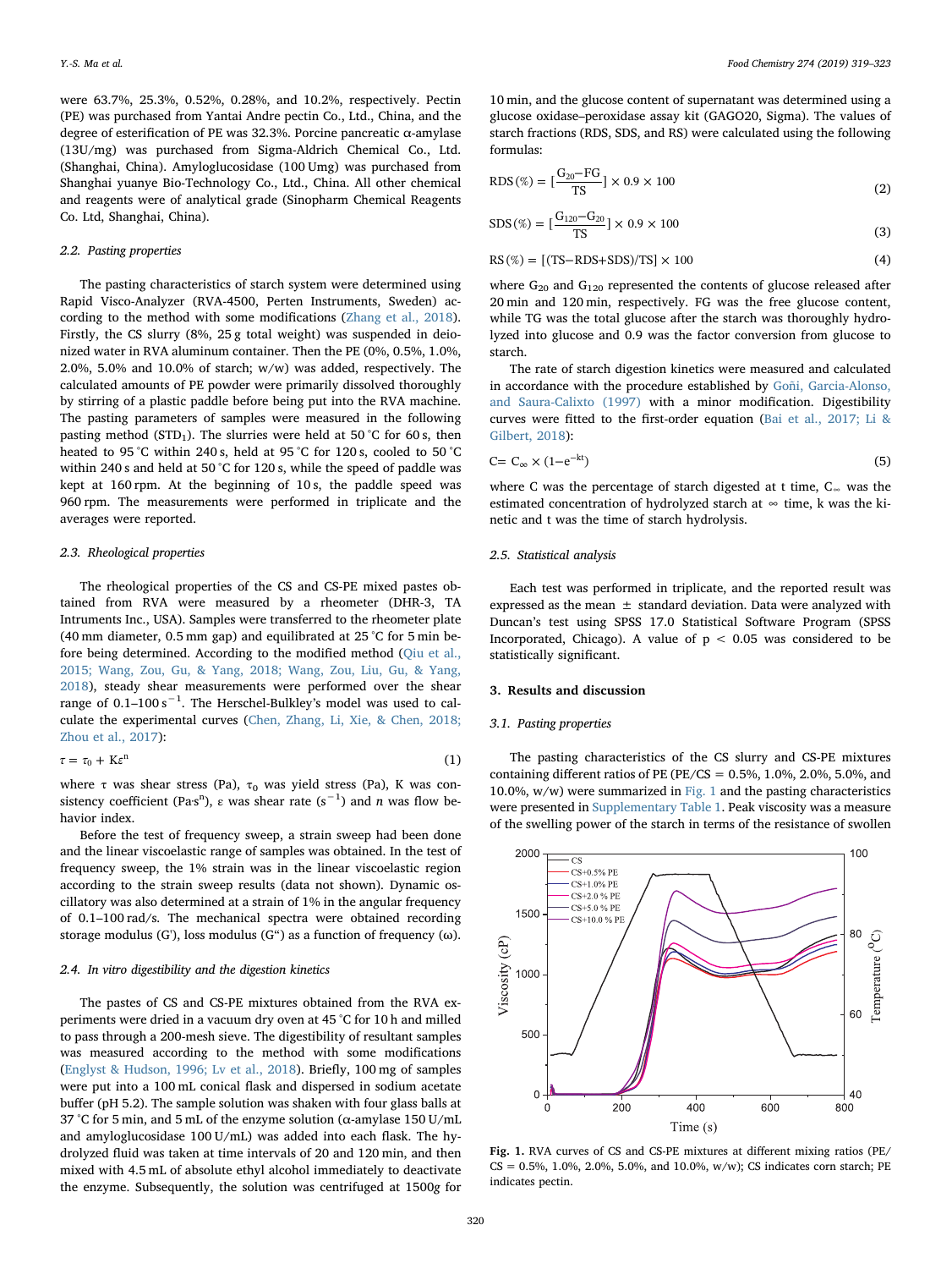were 63.7%, 25.3%, 0.52%, 0.28%, and 10.2%, respectively. Pectin (PE) was purchased from Yantai Andre pectin Co., Ltd., China, and the degree of esterification of PE was 32.3%. Porcine pancreatic α-amylase (13U/mg) was purchased from Sigma-Aldrich Chemical Co., Ltd. (Shanghai, China). Amyloglucosidase (100 Umg) was purchased from Shanghai yuanye Bio-Technology Co., Ltd., China. All other chemical and reagents were of analytical grade (Sinopharm Chemical Reagents Co. Ltd, Shanghai, China).

### 2.2. Pasting properties

The pasting characteristics of starch system were determined using Rapid Visco-Analyzer (RVA-4500, Perten Instruments, Sweden) according to the method with some modifications (Zhang et al., 2018). Firstly, the CS slurry (8%, 25 g total weight) was suspended in deionized water in RVA aluminum container. Then the PE (0%, 0.5%, 1.0%, 2.0%, 5.0% and 10.0% of starch; w/w) was added, respectively. The calculated amounts of PE powder were primarily dissolved thoroughly by stirring of a plastic paddle before being put into the RVA machine. The pasting parameters of samples were measured in the following pasting method ($STD_1$). The slurries were held at 50 °C for 60 s, then heated to 95 °C within 240 s, held at 95 °C for 120 s, cooled to 50 °C within 240 s and held at 50 °C for 120 s, while the speed of paddle was kept at 160 rpm. At the beginning of 10 s, the paddle speed was 960 rpm. The measurements were performed in triplicate and the averages were reported.

### 2.3. Rheological properties

The rheological properties of the CS and CS-PE mixed pastes obtained from RVA were measured by a rheometer (DHR-3, TA Intruments Inc., USA). Samples were transferred to the rheometer plate (40 mm diameter, 0.5 mm gap) and equilibrated at 25 °C for 5 min before being determined. According to the modified method (Qiu et al., 2015; Wang, Zou, Gu, & Yang, 2018; Wang, Zou, Liu, Gu, & Yang, 2018), steady shear measurements were performed over the shear range of 0.1–100 $s^{-1}$. The Herschel-Bulkley's model was used to calculate the experimental curves (Chen, Zhang, Li, Xie, & Chen, 2018; Zhou et al., 2017):

$$\tau = \tau_0 + K\varepsilon^n \tag{1}$$

where $\tau$ was shear stress (Pa), $\tau_0$ was yield stress (Pa), K was consistency coefficient (Pa·$s^n$), $\varepsilon$ was shear rate ($s^{-1}$) and $n$ was flow behavior index.

Before the test of frequency sweep, a strain sweep had been done and the linear viscoelastic range of samples was obtained. In the test of frequency sweep, the 1% strain was in the linear viscoelastic region according to the strain sweep results (data not shown). Dynamic oscillatory was also determined at a strain of 1% in the angular frequency of 0.1–100 rad/s. The mechanical spectra were obtained recording storage modulus (G'), loss modulus (G") as a function of frequency (ω).

### 2.4. In vitro digestibility and the digestion kinetics

The pastes of CS and CS-PE mixtures obtained from the RVA experiments were dried in a vacuum dry oven at 45 °C for 10 h and milled to pass through a 200-mesh sieve. The digestibility of resultant samples was measured according to the method with some modifications (Englyst & Hudson, 1996; Lv et al., 2018). Briefly, 100 mg of samples were put into a 100 mL conical flask and dispersed in sodium acetate buffer (pH 5.2). The sample solution was shaken with four glass balls at 37 °C for 5 min, and 5 mL of the enzyme solution (α-amylase 150 U/mL and amyloglucosidase 100 U/mL) was added into each flask. The hydrolyzed fluid was taken at time intervals of 20 and 120 min, and then mixed with 4.5 mL of absolute ethyl alcohol immediately to deactivate the enzyme. Subsequently, the solution was centrifuged at 1500g for 10 min, and the glucose content of supernatant was determined using a glucose oxidase–peroxidase assay kit (GAGO20, Sigma). The values of starch fractions (RDS, SDS, and RS) were calculated using the following formulas:

$$\text{RDS}(\%) = [\frac{G_{20} - FG}{TS}] \times 0.9 \times 100 \tag{2}$$

$$\text{SDS}(\%) = [\frac{G_{120} - G_{20}}{TS}] \times 0.9 \times 100 \tag{3}$$

$$\text{RS}(\%) = [(TS - RDS + SDS)/TS] \times 100 \tag{4}$$

where $G_{20}$ and $G_{120}$ represented the contents of glucose released after 20 min and 120 min, respectively. FG was the free glucose content, while TG was the total glucose after the starch was thoroughly hydrolyzed into glucose and 0.9 was the factor conversion from glucose to starch.

The rate of starch digestion kinetics were measured and calculated in accordance with the procedure established by Goñi, Garcia-Alonso, and Saura-Calixto (1997) with a minor modification. Digestibility curves were fitted to the first-order equation (Bai et al., 2017; Li & Gilbert, 2018):

$$C = C_\infty \times (1 - e^{-kt}) \tag{5}$$

where C was the percentage of starch digested at t time, $C_\infty$ was the estimated concentration of hydrolyzed starch at ∞ time, k was the kinetic and t was the time of starch hydrolysis.

### 2.5. Statistical analysis

Each test was performed in triplicate, and the reported result was expressed as the mean ± standard deviation. Data were analyzed with Duncan's test using SPSS 17.0 Statistical Software Program (SPSS Incorporated, Chicago). A value of $p < 0.05$ was considered to be statistically significant.

## 3. Results and discussion

### 3.1. Pasting properties

The pasting characteristics of the CS slurry and CS-PE mixtures containing different ratios of PE (PE/CS = 0.5%, 1.0%, 2.0%, 5.0%, and 10.0%, w/w) were summarized in Fig. 1 and the pasting characteristics were presented in Supplementary Table 1. Peak viscosity was a measure of the swelling power of the starch in terms of the resistance of swollen

Fig. 1. RVA curves of CS and CS-PE mixtures at different mixing ratios (PE/CS = 0.5%, 1.0%, 2.0%, 5.0%, and 10.0%, w/w); CS indicates corn starch; PE indicates pectin.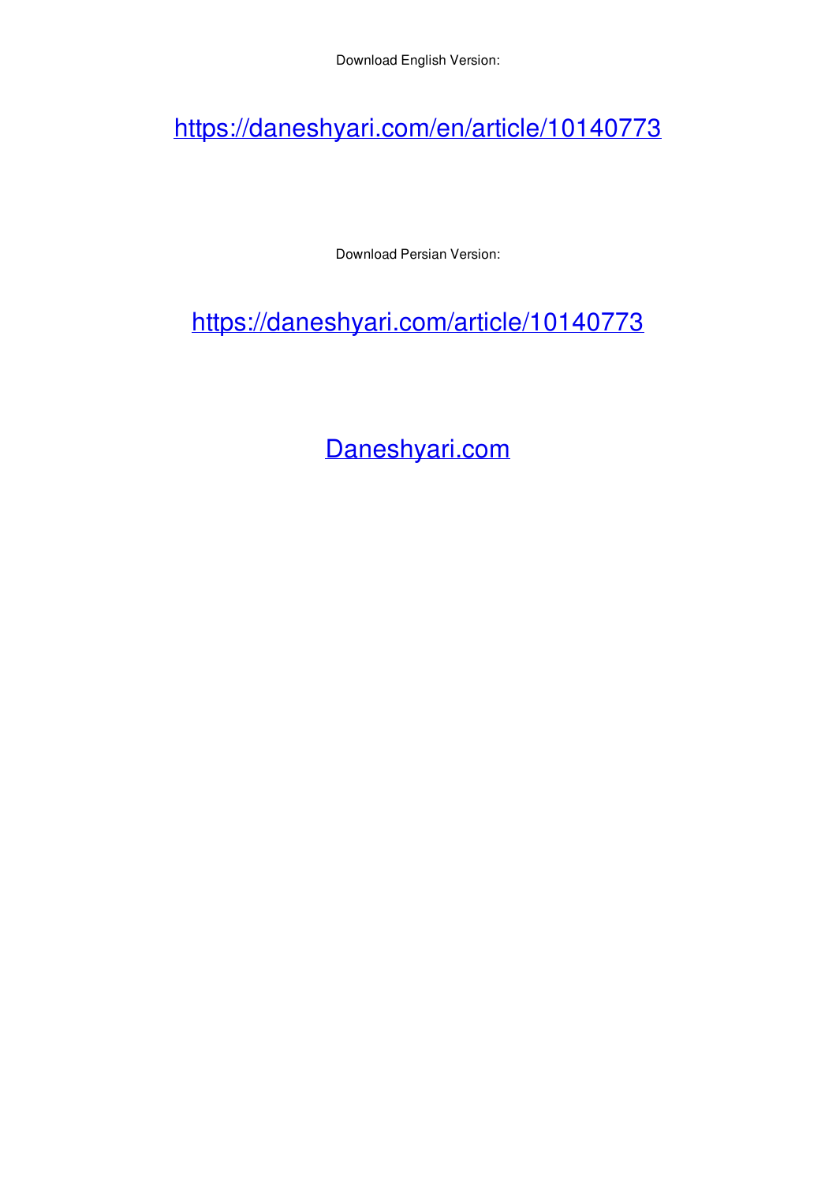Download English Version:

https://daneshyari.com/en/article/10140773

Download Persian Version:

https://daneshyari.com/article/10140773

Daneshyari.com